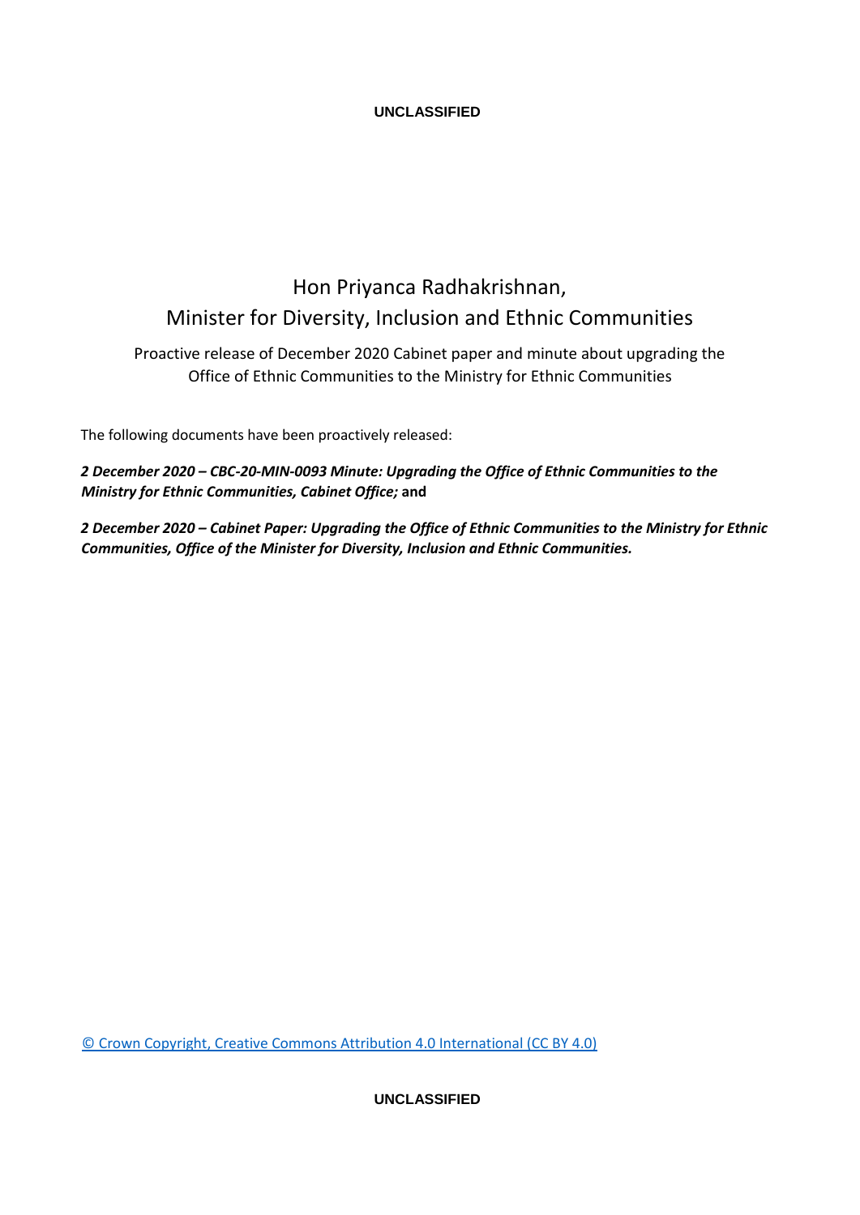# Hon Priyanca Radhakrishnan,
# Minister for Diversity, Inclusion and Ethnic Communities

Proactive release of December 2020 Cabinet paper and minute about upgrading the Office of Ethnic Communities to the Ministry for Ethnic Communities

The following documents have been proactively released:

***2 December 2020 – CBC-20-MIN-0093 Minute: Upgrading the Office of Ethnic Communities to the Ministry for Ethnic Communities, Cabinet Office;*** **and**

***2 December 2020 – Cabinet Paper: Upgrading the Office of Ethnic Communities to the Ministry for Ethnic Communities, Office of the Minister for Diversity, Inclusion and Ethnic Communities.***

© Crown Copyright, Creative Commons Attribution 4.0 International (CC BY 4.0)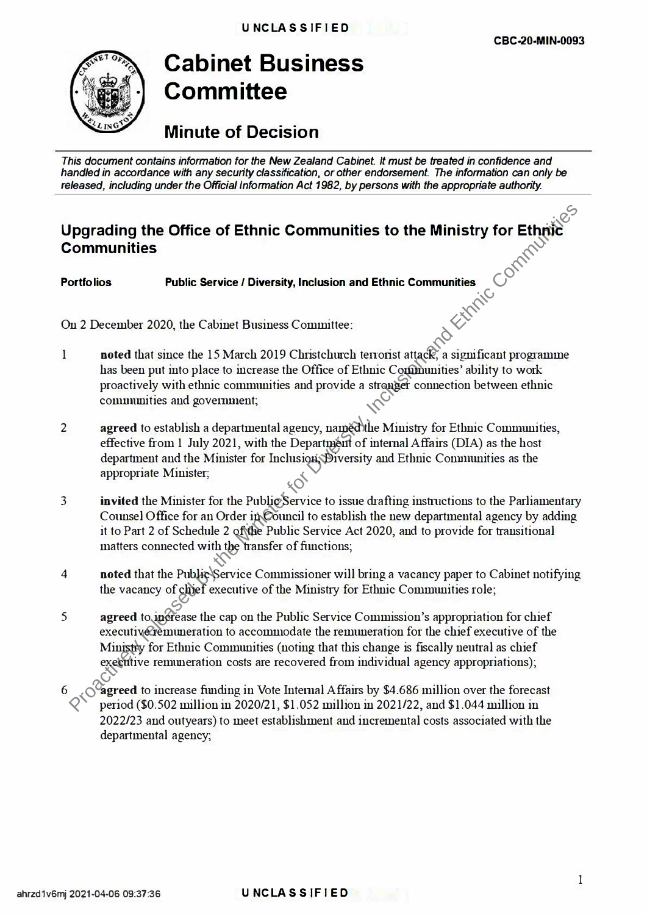CBC-20-MIN-0093

# Cabinet Business Committee

## Minute of Decision

*This document contains information for the New Zealand Cabinet. It must be treated in confidence and handled in accordance with any security classification, or other endorsement. The information can only be released, including under the Official Information Act 1982, by persons with the appropriate authority.*

### Upgrading the Office of Ethnic Communities to the Ministry for Ethnic Communities

**Portfolios** **Public Service / Diversity, Inclusion and Ethnic Communities**

On 2 December 2020, the Cabinet Business Committee:

1. **noted** that since the 15 March 2019 Christchurch terrorist attack, a significant programme has been put into place to increase the Office of Ethnic Communities' ability to work proactively with ethnic communities and provide a stronger connection between ethnic communities and government;

2. **agreed** to establish a departmental agency, named the Ministry for Ethnic Communities, effective from 1 July 2021, with the Department of internal Affairs (DIA) as the host department and the Minister for Inclusion, Diversity and Ethnic Communities as the appropriate Minister;

3. **invited** the Minister for the Public Service to issue drafting instructions to the Parliamentary Counsel Office for an Order in Council to establish the new departmental agency by adding it to Part 2 of Schedule 2 of the Public Service Act 2020, and to provide for transitional matters connected with the transfer of functions;

4. **noted** that the Public Service Commissioner will bring a vacancy paper to Cabinet notifying the vacancy of chief executive of the Ministry for Ethnic Communities role;

5. **agreed** to increase the cap on the Public Service Commission's appropriation for chief executive remuneration to accommodate the remuneration for the chief executive of the Ministry for Ethnic Communities (noting that this change is fiscally neutral as chief executive remuneration costs are recovered from individual agency appropriations);

6. **agreed** to increase funding in Vote Internal Affairs by $4.686 million over the forecast period ($0.502 million in 2020/21, $1.052 million in 2021/22, and $1.044 million in 2022/23 and outyears) to meet establishment and incremental costs associated with the departmental agency;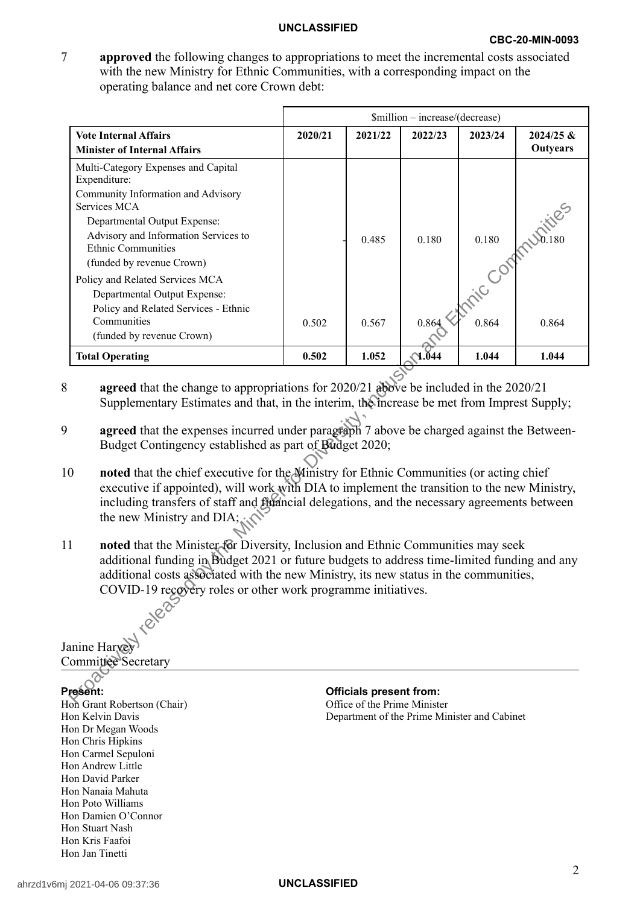7 **approved** the following changes to appropriations to meet the incremental costs associated with the new Ministry for Ethnic Communities, with a corresponding impact on the operating balance and net core Crown debt:

| | $million – increase/(decrease) | | | | |
|---|---|---|---|---|---|
| **Vote Internal Affairs**<br>**Minister of Internal Affairs** | **2020/21** | **2021/22** | **2022/23** | **2023/24** | **2024/25 & Outyears** |
| Multi-Category Expenses and Capital Expenditure:<br>Community Information and Advisory Services MCA<br>Departmental Output Expense:<br>Advisory and Information Services to Ethnic Communities<br>(funded by revenue Crown) | - | 0.485 | 0.180 | 0.180 | 0.180 |
| Policy and Related Services MCA<br>Departmental Output Expense:<br>Policy and Related Services - Ethnic Communities<br>(funded by revenue Crown) | 0.502 | 0.567 | 0.864 | 0.864 | 0.864 |
| **Total Operating** | **0.502** | **1.052** | **1.044** | **1.044** | **1.044** |

8 **agreed** that the change to appropriations for 2020/21 above be included in the 2020/21 Supplementary Estimates and that, in the interim, the increase be met from Imprest Supply;

9 **agreed** that the expenses incurred under paragraph 7 above be charged against the Between-Budget Contingency established as part of Budget 2020;

10 **noted** that the chief executive for the Ministry for Ethnic Communities (or acting chief executive if appointed), will work with DIA to implement the transition to the new Ministry, including transfers of staff and financial delegations, and the necessary agreements between the new Ministry and DIA;

11 **noted** that the Minister for Diversity, Inclusion and Ethnic Communities may seek additional funding in Budget 2021 or future budgets to address time-limited funding and any additional costs associated with the new Ministry, its new status in the communities, COVID-19 recovery roles or other work programme initiatives.

Janine Harvey
Committee Secretary

**Present:**
Hon Grant Robertson (Chair)
Hon Kelvin Davis
Hon Dr Megan Woods
Hon Chris Hipkins
Hon Carmel Sepuloni
Hon Andrew Little
Hon David Parker
Hon Nanaia Mahuta
Hon Poto Williams
Hon Damien O'Connor
Hon Stuart Nash
Hon Kris Faafoi
Hon Jan Tinetti

**Officials present from:**
Office of the Prime Minister
Department of the Prime Minister and Cabinet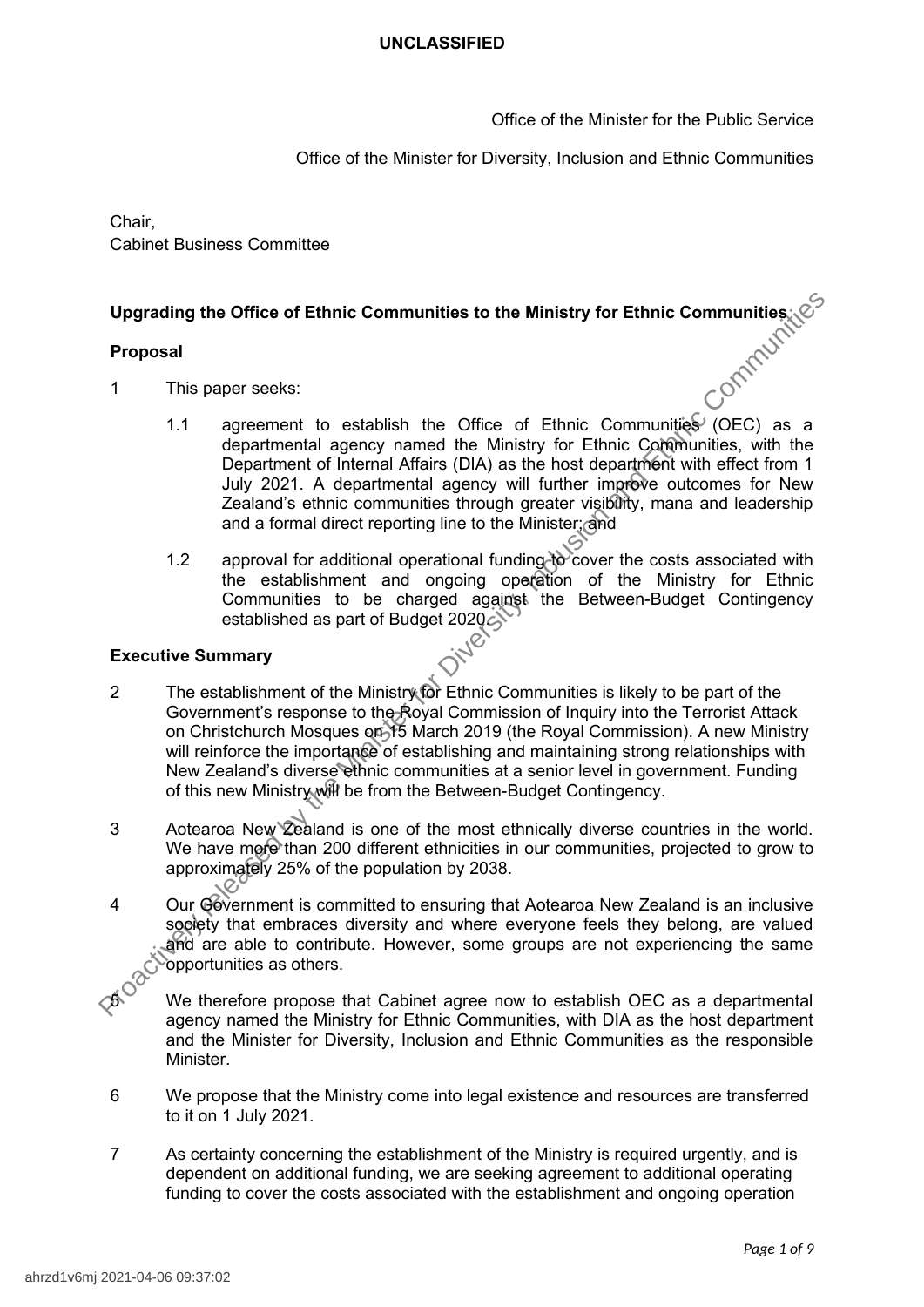**UNCLASSIFIED**

Office of the Minister for the Public Service

Office of the Minister for Diversity, Inclusion and Ethnic Communities

Chair,
Cabinet Business Committee

**Upgrading the Office of Ethnic Communities to the Ministry for Ethnic Communities**

**Proposal**

1 This paper seeks:

1.1 agreement to establish the Office of Ethnic Communities (OEC) as a departmental agency named the Ministry for Ethnic Communities, with the Department of Internal Affairs (DIA) as the host department with effect from 1 July 2021. A departmental agency will further improve outcomes for New Zealand's ethnic communities through greater visibility, mana and leadership and a formal direct reporting line to the Minister; and

1.2 approval for additional operational funding to cover the costs associated with the establishment and ongoing operation of the Ministry for Ethnic Communities to be charged against the Between-Budget Contingency established as part of Budget 2020.

**Executive Summary**

2 The establishment of the Ministry for Ethnic Communities is likely to be part of the Government's response to the Royal Commission of Inquiry into the Terrorist Attack on Christchurch Mosques on 15 March 2019 (the Royal Commission). A new Ministry will reinforce the importance of establishing and maintaining strong relationships with New Zealand's diverse ethnic communities at a senior level in government. Funding of this new Ministry will be from the Between-Budget Contingency.

3 Aotearoa New Zealand is one of the most ethnically diverse countries in the world. We have more than 200 different ethnicities in our communities, projected to grow to approximately 25% of the population by 2038.

4 Our Government is committed to ensuring that Aotearoa New Zealand is an inclusive society that embraces diversity and where everyone feels they belong, are valued and are able to contribute. However, some groups are not experiencing the same opportunities as others.

5 We therefore propose that Cabinet agree now to establish OEC as a departmental agency named the Ministry for Ethnic Communities, with DIA as the host department and the Minister for Diversity, Inclusion and Ethnic Communities as the responsible Minister.

6 We propose that the Ministry come into legal existence and resources are transferred to it on 1 July 2021.

7 As certainty concerning the establishment of the Ministry is required urgently, and is dependent on additional funding, we are seeking agreement to additional operating funding to cover the costs associated with the establishment and ongoing operation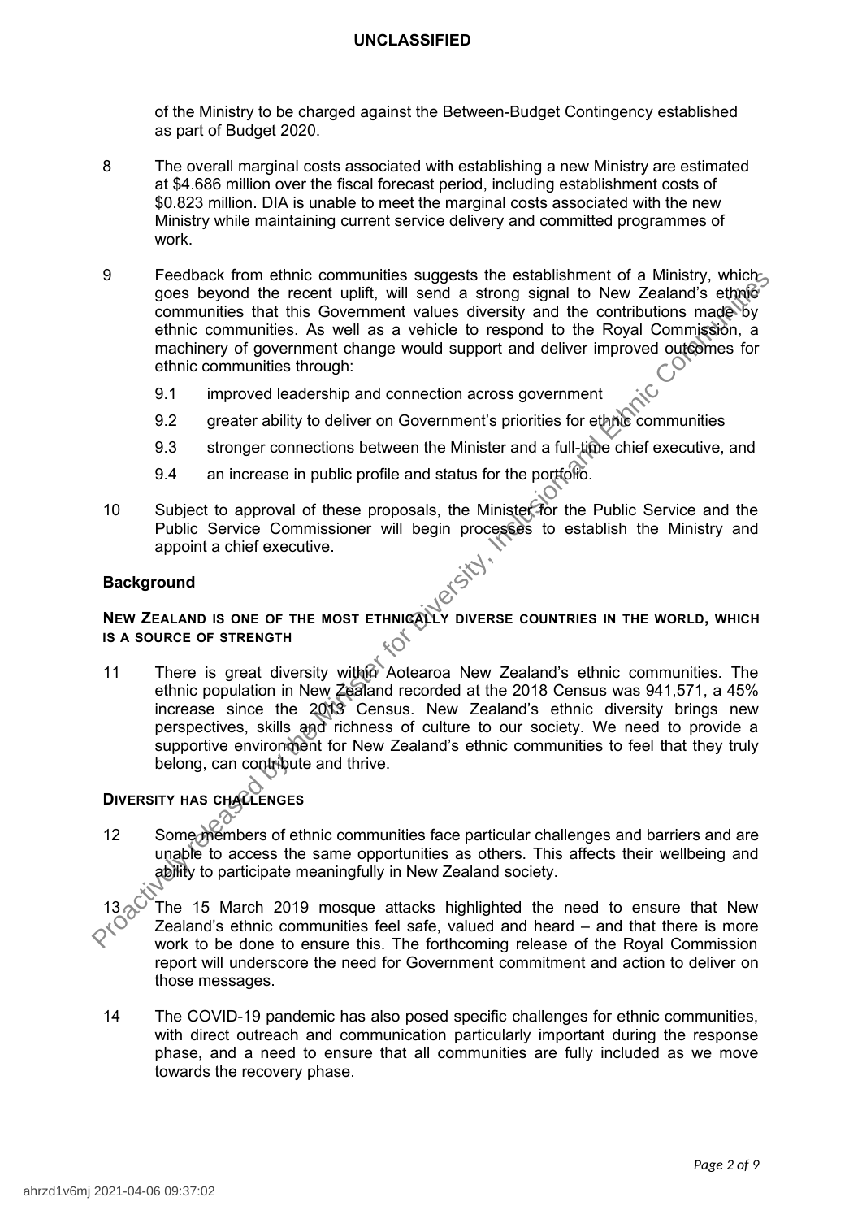of the Ministry to be charged against the Between-Budget Contingency established as part of Budget 2020.

8 The overall marginal costs associated with establishing a new Ministry are estimated at $4.686 million over the fiscal forecast period, including establishment costs of $0.823 million. DIA is unable to meet the marginal costs associated with the new Ministry while maintaining current service delivery and committed programmes of work.

9 Feedback from ethnic communities suggests the establishment of a Ministry, which goes beyond the recent uplift, will send a strong signal to New Zealand's ethnic communities that this Government values diversity and the contributions made by ethnic communities. As well as a vehicle to respond to the Royal Commission, a machinery of government change would support and deliver improved outcomes for ethnic communities through:

 9.1 improved leadership and connection across government

 9.2 greater ability to deliver on Government's priorities for ethnic communities

 9.3 stronger connections between the Minister and a full-time chief executive, and

 9.4 an increase in public profile and status for the portfolio.

10 Subject to approval of these proposals, the Minister for the Public Service and the Public Service Commissioner will begin processes to establish the Ministry and appoint a chief executive.

## Background

### New Zealand is one of the most ethnically diverse countries in the world, which is a source of strength

11 There is great diversity within Aotearoa New Zealand's ethnic communities. The ethnic population in New Zealand recorded at the 2018 Census was 941,571, a 45% increase since the 2013 Census. New Zealand's ethnic diversity brings new perspectives, skills and richness of culture to our society. We need to provide a supportive environment for New Zealand's ethnic communities to feel that they truly belong, can contribute and thrive.

### Diversity has challenges

12 Some members of ethnic communities face particular challenges and barriers and are unable to access the same opportunities as others. This affects their wellbeing and ability to participate meaningfully in New Zealand society.

13 The 15 March 2019 mosque attacks highlighted the need to ensure that New Zealand's ethnic communities feel safe, valued and heard – and that there is more work to be done to ensure this. The forthcoming release of the Royal Commission report will underscore the need for Government commitment and action to deliver on those messages.

14 The COVID-19 pandemic has also posed specific challenges for ethnic communities, with direct outreach and communication particularly important during the response phase, and a need to ensure that all communities are fully included as we move towards the recovery phase.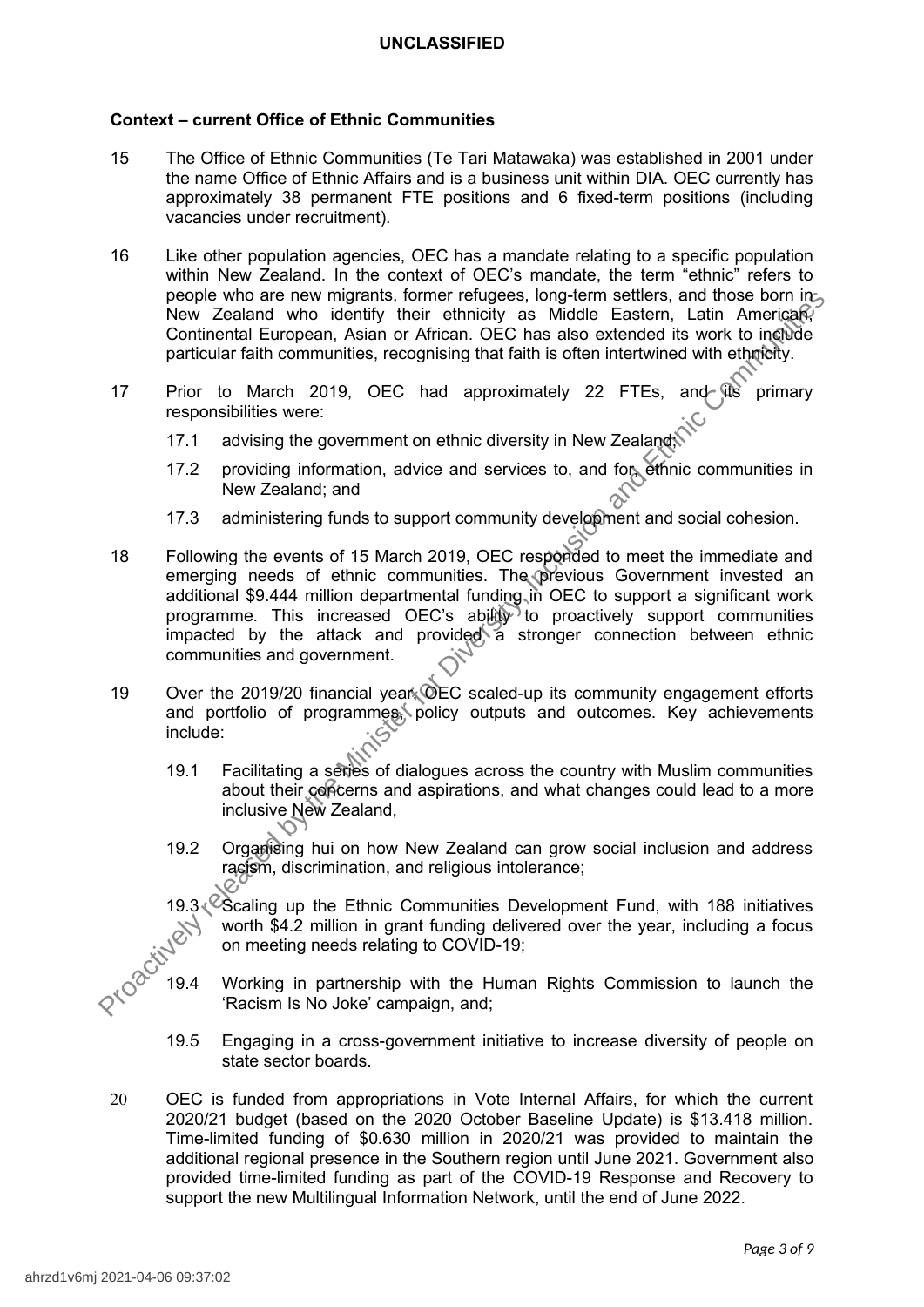## Context – current Office of Ethnic Communities

15 The Office of Ethnic Communities (Te Tari Matawaka) was established in 2001 under the name Office of Ethnic Affairs and is a business unit within DIA. OEC currently has approximately 38 permanent FTE positions and 6 fixed-term positions (including vacancies under recruitment).

16 Like other population agencies, OEC has a mandate relating to a specific population within New Zealand. In the context of OEC's mandate, the term "ethnic" refers to people who are new migrants, former refugees, long-term settlers, and those born in New Zealand who identify their ethnicity as Middle Eastern, Latin American, Continental European, Asian or African. OEC has also extended its work to include particular faith communities, recognising that faith is often intertwined with ethnicity.

17 Prior to March 2019, OEC had approximately 22 FTEs, and its primary responsibilities were:

- 17.1 advising the government on ethnic diversity in New Zealand;
- 17.2 providing information, advice and services to, and for, ethnic communities in New Zealand; and
- 17.3 administering funds to support community development and social cohesion.

18 Following the events of 15 March 2019, OEC responded to meet the immediate and emerging needs of ethnic communities. The previous Government invested an additional $9.444 million departmental funding in OEC to support a significant work programme. This increased OEC's ability to proactively support communities impacted by the attack and provided a stronger connection between ethnic communities and government.

19 Over the 2019/20 financial year, OEC scaled-up its community engagement efforts and portfolio of programmes, policy outputs and outcomes. Key achievements include:

- 19.1 Facilitating a series of dialogues across the country with Muslim communities about their concerns and aspirations, and what changes could lead to a more inclusive New Zealand,
- 19.2 Organising hui on how New Zealand can grow social inclusion and address racism, discrimination, and religious intolerance;
- 19.3 Scaling up the Ethnic Communities Development Fund, with 188 initiatives worth $4.2 million in grant funding delivered over the year, including a focus on meeting needs relating to COVID-19;
- 19.4 Working in partnership with the Human Rights Commission to launch the 'Racism Is No Joke' campaign, and;
- 19.5 Engaging in a cross-government initiative to increase diversity of people on state sector boards.

20 OEC is funded from appropriations in Vote Internal Affairs, for which the current 2020/21 budget (based on the 2020 October Baseline Update) is $13.418 million. Time-limited funding of $0.630 million in 2020/21 was provided to maintain the additional regional presence in the Southern region until June 2021. Government also provided time-limited funding as part of the COVID-19 Response and Recovery to support the new Multilingual Information Network, until the end of June 2022.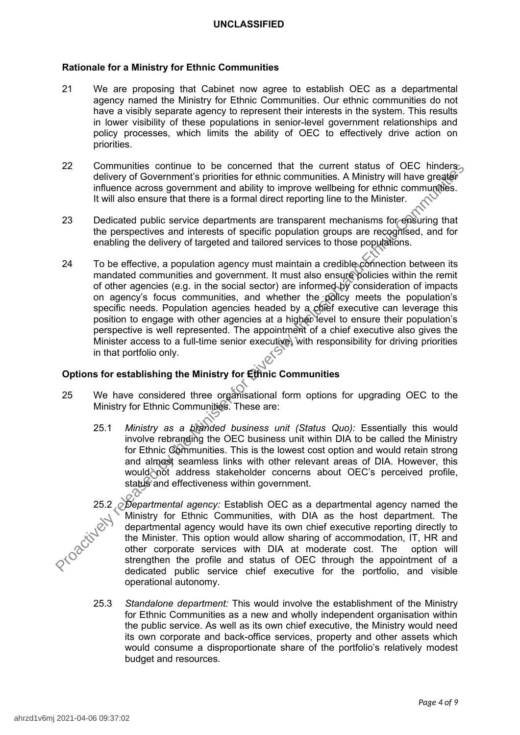## Rationale for a Ministry for Ethnic Communities

21 We are proposing that Cabinet now agree to establish OEC as a departmental agency named the Ministry for Ethnic Communities. Our ethnic communities do not have a visibly separate agency to represent their interests in the system. This results in lower visibility of these populations in senior-level government relationships and policy processes, which limits the ability of OEC to effectively drive action on priorities.

22 Communities continue to be concerned that the current status of OEC hinders delivery of Government's priorities for ethnic communities. A Ministry will have greater influence across government and ability to improve wellbeing for ethnic communities. It will also ensure that there is a formal direct reporting line to the Minister.

23 Dedicated public service departments are transparent mechanisms for ensuring that the perspectives and interests of specific population groups are recognised, and for enabling the delivery of targeted and tailored services to those populations.

24 To be effective, a population agency must maintain a credible connection between its mandated communities and government. It must also ensure policies within the remit of other agencies (e.g. in the social sector) are informed by consideration of impacts on agency's focus communities, and whether the policy meets the population's specific needs. Population agencies headed by a chief executive can leverage this position to engage with other agencies at a higher level to ensure their population's perspective is well represented. The appointment of a chief executive also gives the Minister access to a full-time senior executive, with responsibility for driving priorities in that portfolio only.

## Options for establishing the Ministry for Ethnic Communities

25 We have considered three organisational form options for upgrading OEC to the Ministry for Ethnic Communities. These are:

25.1 *Ministry as a branded business unit (Status Quo):* Essentially this would involve rebranding the OEC business unit within DIA to be called the Ministry for Ethnic Communities. This is the lowest cost option and would retain strong and almost seamless links with other relevant areas of DIA. However, this would not address stakeholder concerns about OEC's perceived profile, status and effectiveness within government.

25.2 *Departmental agency:* Establish OEC as a departmental agency named the Ministry for Ethnic Communities, with DIA as the host department. The departmental agency would have its own chief executive reporting directly to the Minister. This option would allow sharing of accommodation, IT, HR and other corporate services with DIA at moderate cost. The option will strengthen the profile and status of OEC through the appointment of a dedicated public service chief executive for the portfolio, and visible operational autonomy.

25.3 *Standalone department:* This would involve the establishment of the Ministry for Ethnic Communities as a new and wholly independent organisation within the public service. As well as its own chief executive, the Ministry would need its own corporate and back-office services, property and other assets which would consume a disproportionate share of the portfolio's relatively modest budget and resources.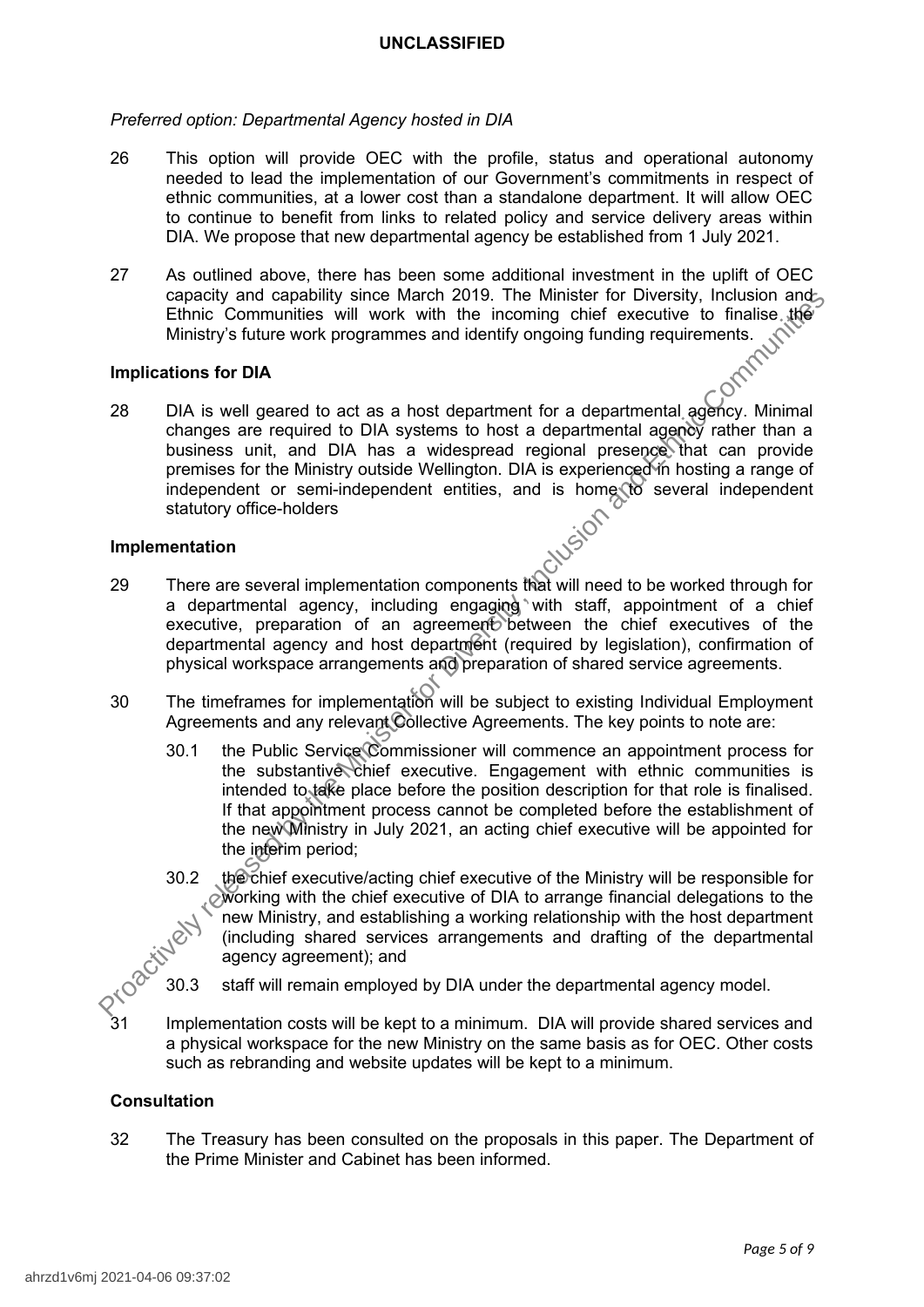*Preferred option: Departmental Agency hosted in DIA*

26 This option will provide OEC with the profile, status and operational autonomy needed to lead the implementation of our Government's commitments in respect of ethnic communities, at a lower cost than a standalone department. It will allow OEC to continue to benefit from links to related policy and service delivery areas within DIA. We propose that new departmental agency be established from 1 July 2021.

27 As outlined above, there has been some additional investment in the uplift of OEC capacity and capability since March 2019. The Minister for Diversity, Inclusion and Ethnic Communities will work with the incoming chief executive to finalise the Ministry's future work programmes and identify ongoing funding requirements.

**Implications for DIA**

28 DIA is well geared to act as a host department for a departmental agency. Minimal changes are required to DIA systems to host a departmental agency rather than a business unit, and DIA has a widespread regional presence that can provide premises for the Ministry outside Wellington. DIA is experienced in hosting a range of independent or semi-independent entities, and is home to several independent statutory office-holders

**Implementation**

29 There are several implementation components that will need to be worked through for a departmental agency, including engaging with staff, appointment of a chief executive, preparation of an agreement between the chief executives of the departmental agency and host department (required by legislation), confirmation of physical workspace arrangements and preparation of shared service agreements.

30 The timeframes for implementation will be subject to existing Individual Employment Agreements and any relevant Collective Agreements. The key points to note are:

30.1 the Public Service Commissioner will commence an appointment process for the substantive chief executive. Engagement with ethnic communities is intended to take place before the position description for that role is finalised. If that appointment process cannot be completed before the establishment of the new Ministry in July 2021, an acting chief executive will be appointed for the interim period;

30.2 the chief executive/acting chief executive of the Ministry will be responsible for working with the chief executive of DIA to arrange financial delegations to the new Ministry, and establishing a working relationship with the host department (including shared services arrangements and drafting of the departmental agency agreement); and

30.3 staff will remain employed by DIA under the departmental agency model.

31 Implementation costs will be kept to a minimum. DIA will provide shared services and a physical workspace for the new Ministry on the same basis as for OEC. Other costs such as rebranding and website updates will be kept to a minimum.

**Consultation**

32 The Treasury has been consulted on the proposals in this paper. The Department of the Prime Minister and Cabinet has been informed.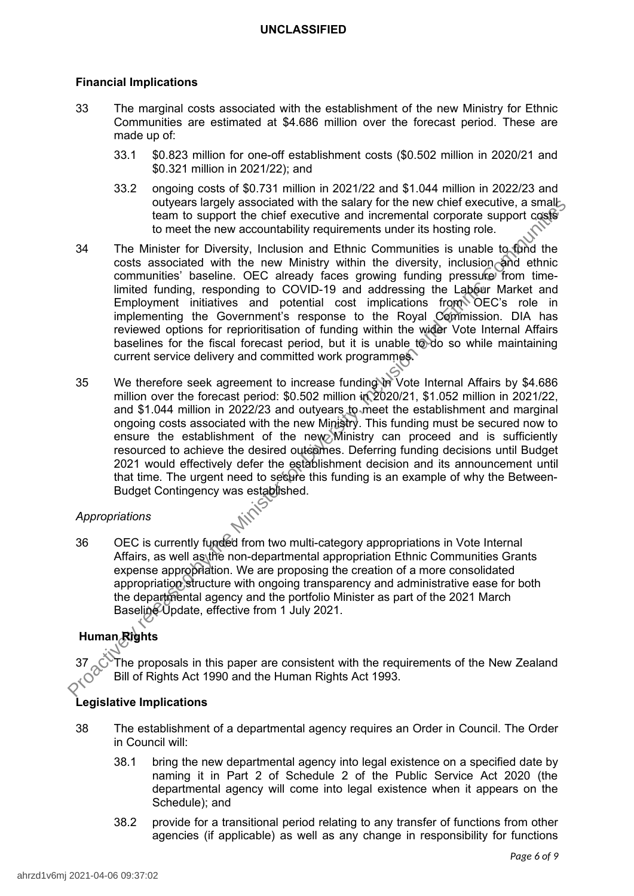## Financial Implications

33 The marginal costs associated with the establishment of the new Ministry for Ethnic Communities are estimated at $4.686 million over the forecast period. These are made up of:

33.1 $0.823 million for one-off establishment costs ($0.502 million in 2020/21 and $0.321 million in 2021/22); and

33.2 ongoing costs of $0.731 million in 2021/22 and $1.044 million in 2022/23 and outyears largely associated with the salary for the new chief executive, a small team to support the chief executive and incremental corporate support costs to meet the new accountability requirements under its hosting role.

34 The Minister for Diversity, Inclusion and Ethnic Communities is unable to fund the costs associated with the new Ministry within the diversity, inclusion and ethnic communities' baseline. OEC already faces growing funding pressure from time-limited funding, responding to COVID-19 and addressing the Labour Market and Employment initiatives and potential cost implications from OEC's role in implementing the Government's response to the Royal Commission. DIA has reviewed options for reprioritisation of funding within the wider Vote Internal Affairs baselines for the fiscal forecast period, but it is unable to do so while maintaining current service delivery and committed work programmes.

35 We therefore seek agreement to increase funding in Vote Internal Affairs by $4.686 million over the forecast period: $0.502 million in 2020/21, $1.052 million in 2021/22, and $1.044 million in 2022/23 and outyears to meet the establishment and marginal ongoing costs associated with the new Ministry. This funding must be secured now to ensure the establishment of the new Ministry can proceed and is sufficiently resourced to achieve the desired outcomes. Deferring funding decisions until Budget 2021 would effectively defer the establishment decision and its announcement until that time. The urgent need to secure this funding is an example of why the Between-Budget Contingency was established.

### *Appropriations*

36 OEC is currently funded from two multi-category appropriations in Vote Internal Affairs, as well as the non-departmental appropriation Ethnic Communities Grants expense appropriation. We are proposing the creation of a more consolidated appropriation structure with ongoing transparency and administrative ease for both the departmental agency and the portfolio Minister as part of the 2021 March Baseline Update, effective from 1 July 2021.

## Human Rights

37 The proposals in this paper are consistent with the requirements of the New Zealand Bill of Rights Act 1990 and the Human Rights Act 1993.

## Legislative Implications

38 The establishment of a departmental agency requires an Order in Council. The Order in Council will:

38.1 bring the new departmental agency into legal existence on a specified date by naming it in Part 2 of Schedule 2 of the Public Service Act 2020 (the departmental agency will come into legal existence when it appears on the Schedule); and

38.2 provide for a transitional period relating to any transfer of functions from other agencies (if applicable) as well as any change in responsibility for functions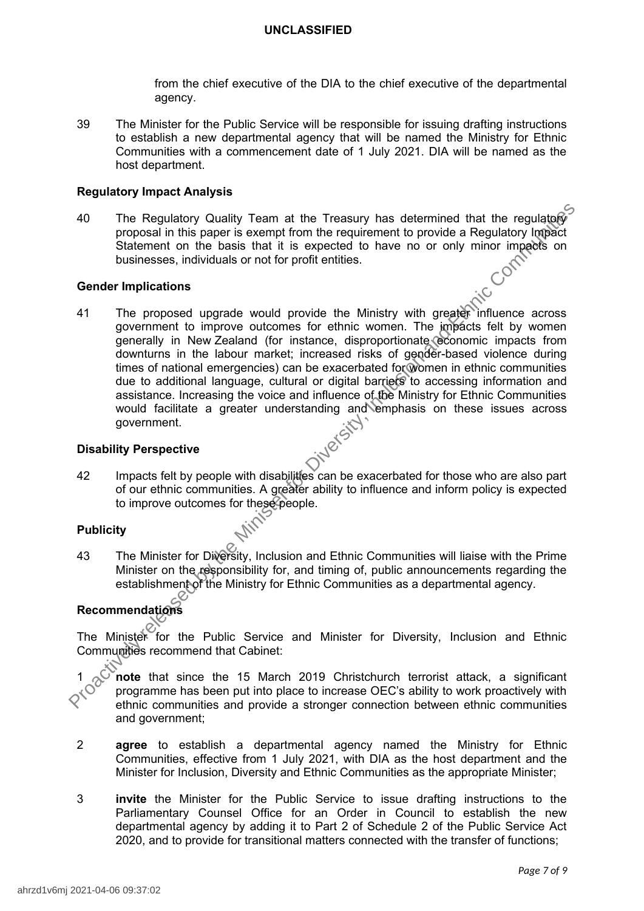from the chief executive of the DIA to the chief executive of the departmental agency.

39 The Minister for the Public Service will be responsible for issuing drafting instructions to establish a new departmental agency that will be named the Ministry for Ethnic Communities with a commencement date of 1 July 2021. DIA will be named as the host department.

### Regulatory Impact Analysis

40 The Regulatory Quality Team at the Treasury has determined that the regulatory proposal in this paper is exempt from the requirement to provide a Regulatory Impact Statement on the basis that it is expected to have no or only minor impacts on businesses, individuals or not for profit entities.

### Gender Implications

41 The proposed upgrade would provide the Ministry with greater influence across government to improve outcomes for ethnic women. The impacts felt by women generally in New Zealand (for instance, disproportionate economic impacts from downturns in the labour market; increased risks of gender-based violence during times of national emergencies) can be exacerbated for women in ethnic communities due to additional language, cultural or digital barriers to accessing information and assistance. Increasing the voice and influence of the Ministry for Ethnic Communities would facilitate a greater understanding and emphasis on these issues across government.

### Disability Perspective

42 Impacts felt by people with disabilities can be exacerbated for those who are also part of our ethnic communities. A greater ability to influence and inform policy is expected to improve outcomes for these people.

### Publicity

43 The Minister for Diversity, Inclusion and Ethnic Communities will liaise with the Prime Minister on the responsibility for, and timing of, public announcements regarding the establishment of the Ministry for Ethnic Communities as a departmental agency.

### Recommendations

The Minister for the Public Service and Minister for Diversity, Inclusion and Ethnic Communities recommend that Cabinet:

1 **note** that since the 15 March 2019 Christchurch terrorist attack, a significant programme has been put into place to increase OEC's ability to work proactively with ethnic communities and provide a stronger connection between ethnic communities and government;

2 **agree** to establish a departmental agency named the Ministry for Ethnic Communities, effective from 1 July 2021, with DIA as the host department and the Minister for Inclusion, Diversity and Ethnic Communities as the appropriate Minister;

3 **invite** the Minister for the Public Service to issue drafting instructions to the Parliamentary Counsel Office for an Order in Council to establish the new departmental agency by adding it to Part 2 of Schedule 2 of the Public Service Act 2020, and to provide for transitional matters connected with the transfer of functions;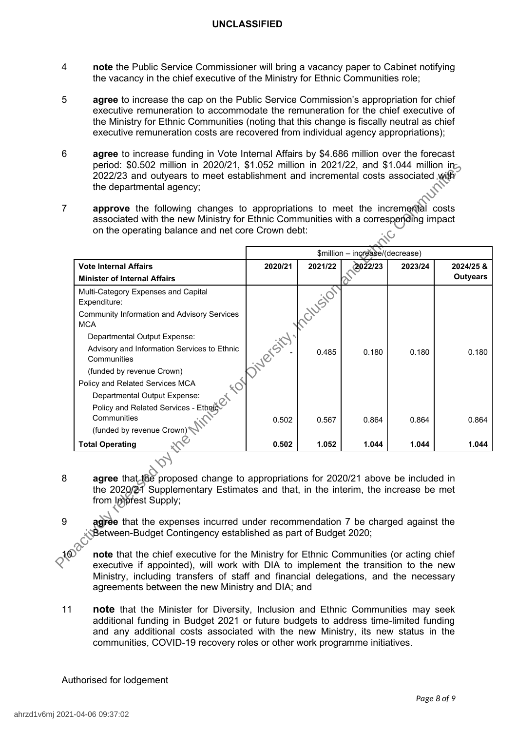4 **note** the Public Service Commissioner will bring a vacancy paper to Cabinet notifying the vacancy in the chief executive of the Ministry for Ethnic Communities role;

5 **agree** to increase the cap on the Public Service Commission's appropriation for chief executive remuneration to accommodate the remuneration for the chief executive of the Ministry for Ethnic Communities (noting that this change is fiscally neutral as chief executive remuneration costs are recovered from individual agency appropriations);

6 **agree** to increase funding in Vote Internal Affairs by $4.686 million over the forecast period: $0.502 million in 2020/21, $1.052 million in 2021/22, and $1.044 million in 2022/23 and outyears to meet establishment and incremental costs associated with the departmental agency;

7 **approve** the following changes to appropriations to meet the incremental costs associated with the new Ministry for Ethnic Communities with a corresponding impact on the operating balance and net core Crown debt:

| | $million – increase/(decrease) | | | | |
|---|---|---|---|---|---|
| **Vote Internal Affairs**<br>**Minister of Internal Affairs** | **2020/21** | **2021/22** | **2022/23** | **2023/24** | **2024/25 & Outyears** |
| Multi-Category Expenses and Capital Expenditure: | | | | | |
| Community Information and Advisory Services MCA | | | | | |
| Departmental Output Expense: | | | | | |
| Advisory and Information Services to Ethnic Communities | - | 0.485 | 0.180 | 0.180 | 0.180 |
| (funded by revenue Crown) | | | | | |
| Policy and Related Services MCA | | | | | |
| Departmental Output Expense: | | | | | |
| Policy and Related Services - Ethnic Communities | 0.502 | 0.567 | 0.864 | 0.864 | 0.864 |
| (funded by revenue Crown) | | | | | |
| **Total Operating** | **0.502** | **1.052** | **1.044** | **1.044** | **1.044** |

8 **agree** that the proposed change to appropriations for 2020/21 above be included in the 2020/21 Supplementary Estimates and that, in the interim, the increase be met from Imprest Supply;

9 **agree** that the expenses incurred under recommendation 7 be charged against the Between-Budget Contingency established as part of Budget 2020;

10 **note** that the chief executive for the Ministry for Ethnic Communities (or acting chief executive if appointed), will work with DIA to implement the transition to the new Ministry, including transfers of staff and financial delegations, and the necessary agreements between the new Ministry and DIA; and

11 **note** that the Minister for Diversity, Inclusion and Ethnic Communities may seek additional funding in Budget 2021 or future budgets to address time-limited funding and any additional costs associated with the new Ministry, its new status in the communities, COVID-19 recovery roles or other work programme initiatives.

Authorised for lodgement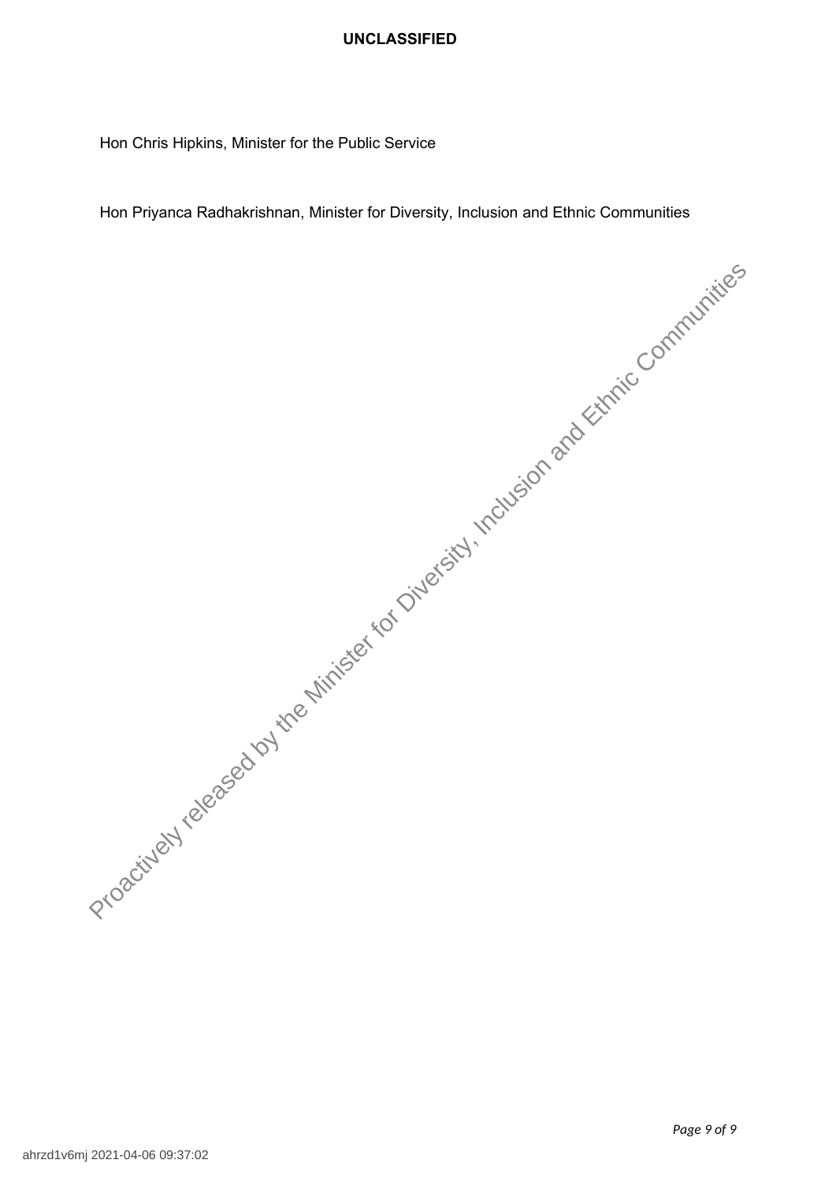Hon Chris Hipkins, Minister for the Public Service

Hon Priyanca Radhakrishnan, Minister for Diversity, Inclusion and Ethnic Communities